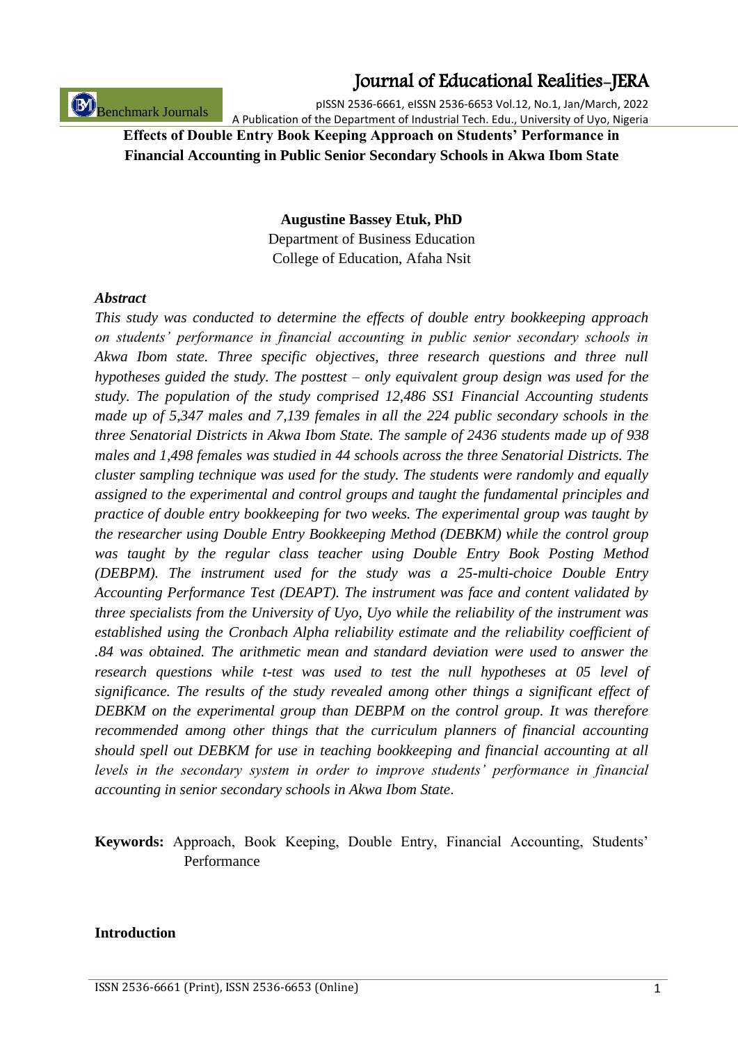# Effects of Double Entry Book Keeping Approach on Students' Performance in Financial Accounting in Public Senior Secondary Schools in Akwa Ibom State

**Augustine Bassey Etuk, PhD**
Department of Business Education
College of Education, Afaha Nsit

### *Abstract*

*This study was conducted to determine the effects of double entry bookkeeping approach on students' performance in financial accounting in public senior secondary schools in Akwa Ibom state. Three specific objectives, three research questions and three null hypotheses guided the study. The posttest – only equivalent group design was used for the study. The population of the study comprised 12,486 SS1 Financial Accounting students made up of 5,347 males and 7,139 females in all the 224 public secondary schools in the three Senatorial Districts in Akwa Ibom State. The sample of 2436 students made up of 938 males and 1,498 females was studied in 44 schools across the three Senatorial Districts. The cluster sampling technique was used for the study. The students were randomly and equally assigned to the experimental and control groups and taught the fundamental principles and practice of double entry bookkeeping for two weeks. The experimental group was taught by the researcher using Double Entry Bookkeeping Method (DEBKM) while the control group was taught by the regular class teacher using Double Entry Book Posting Method (DEBPM). The instrument used for the study was a 25-multi-choice Double Entry Accounting Performance Test (DEAPT). The instrument was face and content validated by three specialists from the University of Uyo, Uyo while the reliability of the instrument was established using the Cronbach Alpha reliability estimate and the reliability coefficient of .84 was obtained. The arithmetic mean and standard deviation were used to answer the research questions while t-test was used to test the null hypotheses at 05 level of significance. The results of the study revealed among other things a significant effect of DEBKM on the experimental group than DEBPM on the control group. It was therefore recommended among other things that the curriculum planners of financial accounting should spell out DEBKM for use in teaching bookkeeping and financial accounting at all levels in the secondary system in order to improve students' performance in financial accounting in senior secondary schools in Akwa Ibom State.*

**Keywords:** Approach, Book Keeping, Double Entry, Financial Accounting, Students' Performance

## Introduction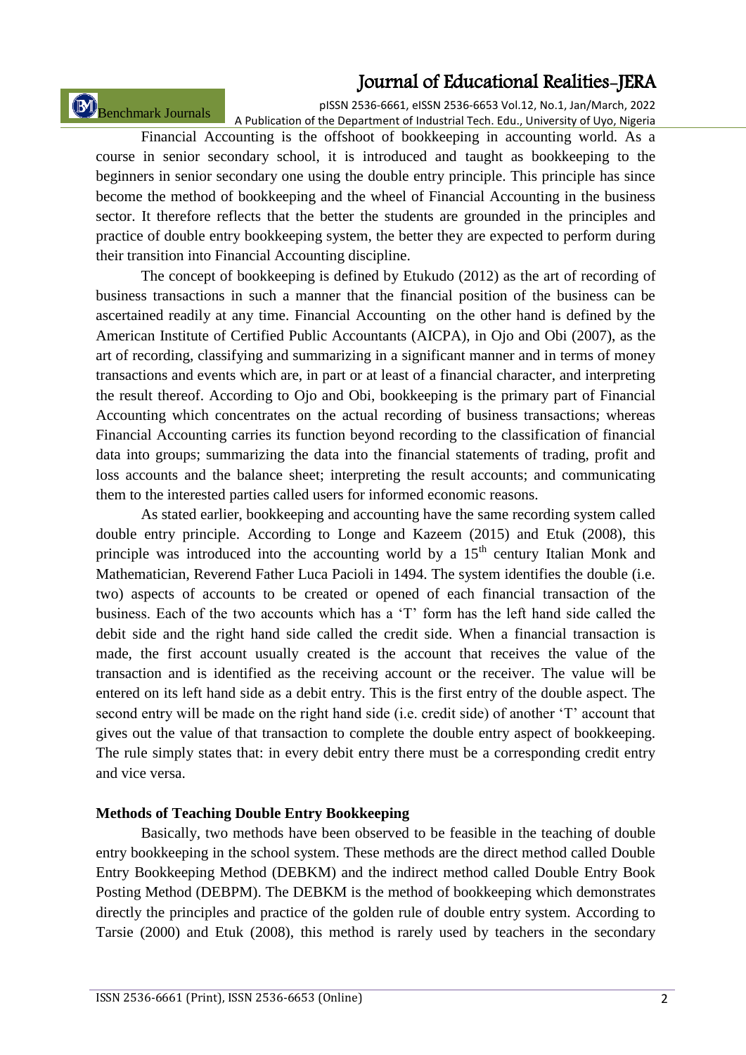Financial Accounting is the offshoot of bookkeeping in accounting world. As a course in senior secondary school, it is introduced and taught as bookkeeping to the beginners in senior secondary one using the double entry principle. This principle has since become the method of bookkeeping and the wheel of Financial Accounting in the business sector. It therefore reflects that the better the students are grounded in the principles and practice of double entry bookkeeping system, the better they are expected to perform during their transition into Financial Accounting discipline.

The concept of bookkeeping is defined by Etukudo (2012) as the art of recording of business transactions in such a manner that the financial position of the business can be ascertained readily at any time. Financial Accounting on the other hand is defined by the American Institute of Certified Public Accountants (AICPA), in Ojo and Obi (2007), as the art of recording, classifying and summarizing in a significant manner and in terms of money transactions and events which are, in part or at least of a financial character, and interpreting the result thereof. According to Ojo and Obi, bookkeeping is the primary part of Financial Accounting which concentrates on the actual recording of business transactions; whereas Financial Accounting carries its function beyond recording to the classification of financial data into groups; summarizing the data into the financial statements of trading, profit and loss accounts and the balance sheet; interpreting the result accounts; and communicating them to the interested parties called users for informed economic reasons.

As stated earlier, bookkeeping and accounting have the same recording system called double entry principle. According to Longe and Kazeem (2015) and Etuk (2008), this principle was introduced into the accounting world by a 15th century Italian Monk and Mathematician, Reverend Father Luca Pacioli in 1494. The system identifies the double (i.e. two) aspects of accounts to be created or opened of each financial transaction of the business. Each of the two accounts which has a 'T' form has the left hand side called the debit side and the right hand side called the credit side. When a financial transaction is made, the first account usually created is the account that receives the value of the transaction and is identified as the receiving account or the receiver. The value will be entered on its left hand side as a debit entry. This is the first entry of the double aspect. The second entry will be made on the right hand side (i.e. credit side) of another 'T' account that gives out the value of that transaction to complete the double entry aspect of bookkeeping. The rule simply states that: in every debit entry there must be a corresponding credit entry and vice versa.

## Methods of Teaching Double Entry Bookkeeping

Basically, two methods have been observed to be feasible in the teaching of double entry bookkeeping in the school system. These methods are the direct method called Double Entry Bookkeeping Method (DEBKM) and the indirect method called Double Entry Book Posting Method (DEBPM). The DEBKM is the method of bookkeeping which demonstrates directly the principles and practice of the golden rule of double entry system. According to Tarsie (2000) and Etuk (2008), this method is rarely used by teachers in the secondary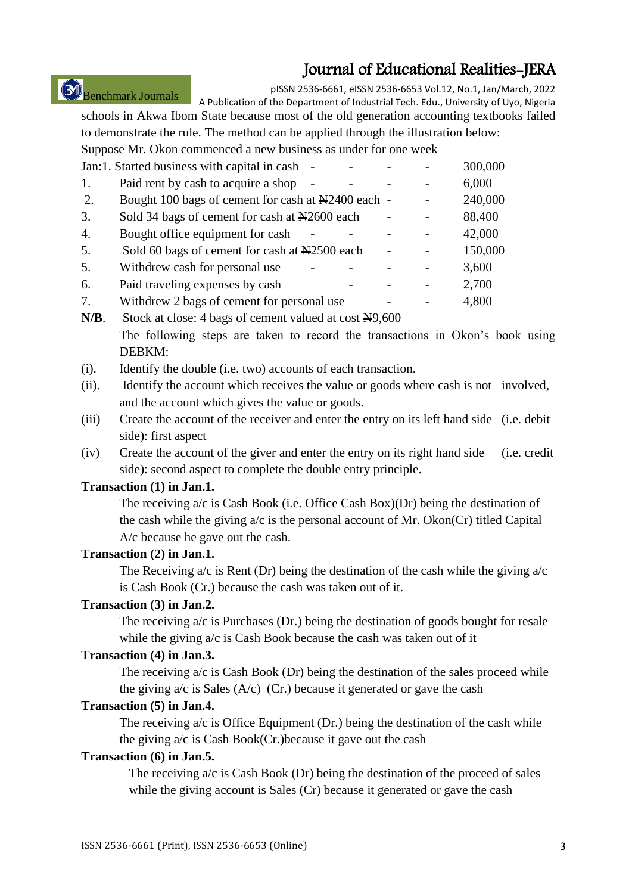schools in Akwa Ibom State because most of the old generation accounting textbooks failed to demonstrate the rule. The method can be applied through the illustration below:

Suppose Mr. Okon commenced a new business as under for one week

| | | |
|---|---|---|
| Jan:1. | Started business with capital in cash - - - - | 300,000 |
| 1. | Paid rent by cash to acquire a shop - - - - | 6,000 |
| 2. | Bought 100 bags of cement for cash at ₦2400 each - - | 240,000 |
| 3. | Sold 34 bags of cement for cash at ₦2600 each - - | 88,400 |
| 4. | Bought office equipment for cash - - - - | 42,000 |
| 5. | Sold 60 bags of cement for cash at ₦2500 each - - | 150,000 |
| 5. | Withdrew cash for personal use - - - - | 3,600 |
| 6. | Paid traveling expenses by cash - - - | 2,700 |
| 7. | Withdrew 2 bags of cement for personal use - - | 4,800 |

**N/B**. Stock at close: 4 bags of cement valued at cost ₦9,600

The following steps are taken to record the transactions in Okon's book using DEBKM:

(i). Identify the double (i.e. two) accounts of each transaction.

(ii). Identify the account which receives the value or goods where cash is not involved, and the account which gives the value or goods.

(iii) Create the account of the receiver and enter the entry on its left hand side (i.e. debit side): first aspect

(iv) Create the account of the giver and enter the entry on its right hand side (i.e. credit side): second aspect to complete the double entry principle.

**Transaction (1) in Jan.1.**

The receiving a/c is Cash Book (i.e. Office Cash Box)(Dr) being the destination of the cash while the giving a/c is the personal account of Mr. Okon(Cr) titled Capital A/c because he gave out the cash.

**Transaction (2) in Jan.1.**

The Receiving a/c is Rent (Dr) being the destination of the cash while the giving a/c is Cash Book (Cr.) because the cash was taken out of it.

**Transaction (3) in Jan.2.**

The receiving a/c is Purchases (Dr.) being the destination of goods bought for resale while the giving a/c is Cash Book because the cash was taken out of it

**Transaction (4) in Jan.3.**

The receiving a/c is Cash Book (Dr) being the destination of the sales proceed while the giving a/c is Sales (A/c) (Cr.) because it generated or gave the cash

**Transaction (5) in Jan.4.**

The receiving a/c is Office Equipment (Dr.) being the destination of the cash while the giving a/c is Cash Book(Cr.)because it gave out the cash

**Transaction (6) in Jan.5.**

The receiving a/c is Cash Book (Dr) being the destination of the proceed of sales while the giving account is Sales (Cr) because it generated or gave the cash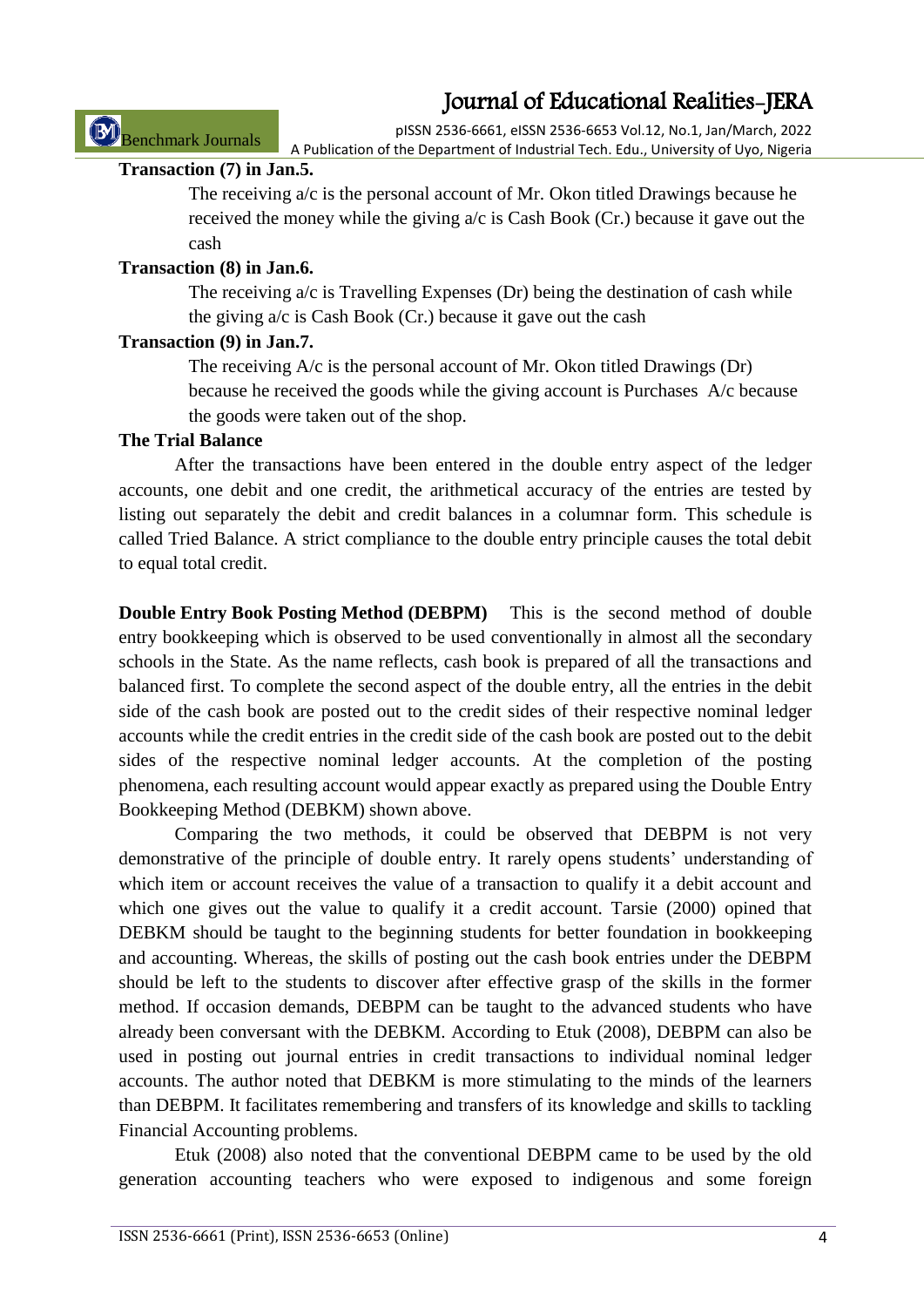**Transaction (7) in Jan.5.**

The receiving a/c is the personal account of Mr. Okon titled Drawings because he received the money while the giving a/c is Cash Book (Cr.) because it gave out the cash

**Transaction (8) in Jan.6.**

The receiving a/c is Travelling Expenses (Dr) being the destination of cash while the giving a/c is Cash Book (Cr.) because it gave out the cash

**Transaction (9) in Jan.7.**

The receiving A/c is the personal account of Mr. Okon titled Drawings (Dr) because he received the goods while the giving account is Purchases A/c because the goods were taken out of the shop.

**The Trial Balance**

After the transactions have been entered in the double entry aspect of the ledger accounts, one debit and one credit, the arithmetical accuracy of the entries are tested by listing out separately the debit and credit balances in a columnar form. This schedule is called Tried Balance. A strict compliance to the double entry principle causes the total debit to equal total credit.

**Double Entry Book Posting Method (DEBPM)** This is the second method of double entry bookkeeping which is observed to be used conventionally in almost all the secondary schools in the State. As the name reflects, cash book is prepared of all the transactions and balanced first. To complete the second aspect of the double entry, all the entries in the debit side of the cash book are posted out to the credit sides of their respective nominal ledger accounts while the credit entries in the credit side of the cash book are posted out to the debit sides of the respective nominal ledger accounts. At the completion of the posting phenomena, each resulting account would appear exactly as prepared using the Double Entry Bookkeeping Method (DEBKM) shown above.

Comparing the two methods, it could be observed that DEBPM is not very demonstrative of the principle of double entry. It rarely opens students' understanding of which item or account receives the value of a transaction to qualify it a debit account and which one gives out the value to qualify it a credit account. Tarsie (2000) opined that DEBKM should be taught to the beginning students for better foundation in bookkeeping and accounting. Whereas, the skills of posting out the cash book entries under the DEBPM should be left to the students to discover after effective grasp of the skills in the former method. If occasion demands, DEBPM can be taught to the advanced students who have already been conversant with the DEBKM. According to Etuk (2008), DEBPM can also be used in posting out journal entries in credit transactions to individual nominal ledger accounts. The author noted that DEBKM is more stimulating to the minds of the learners than DEBPM. It facilitates remembering and transfers of its knowledge and skills to tackling Financial Accounting problems.

Etuk (2008) also noted that the conventional DEBPM came to be used by the old generation accounting teachers who were exposed to indigenous and some foreign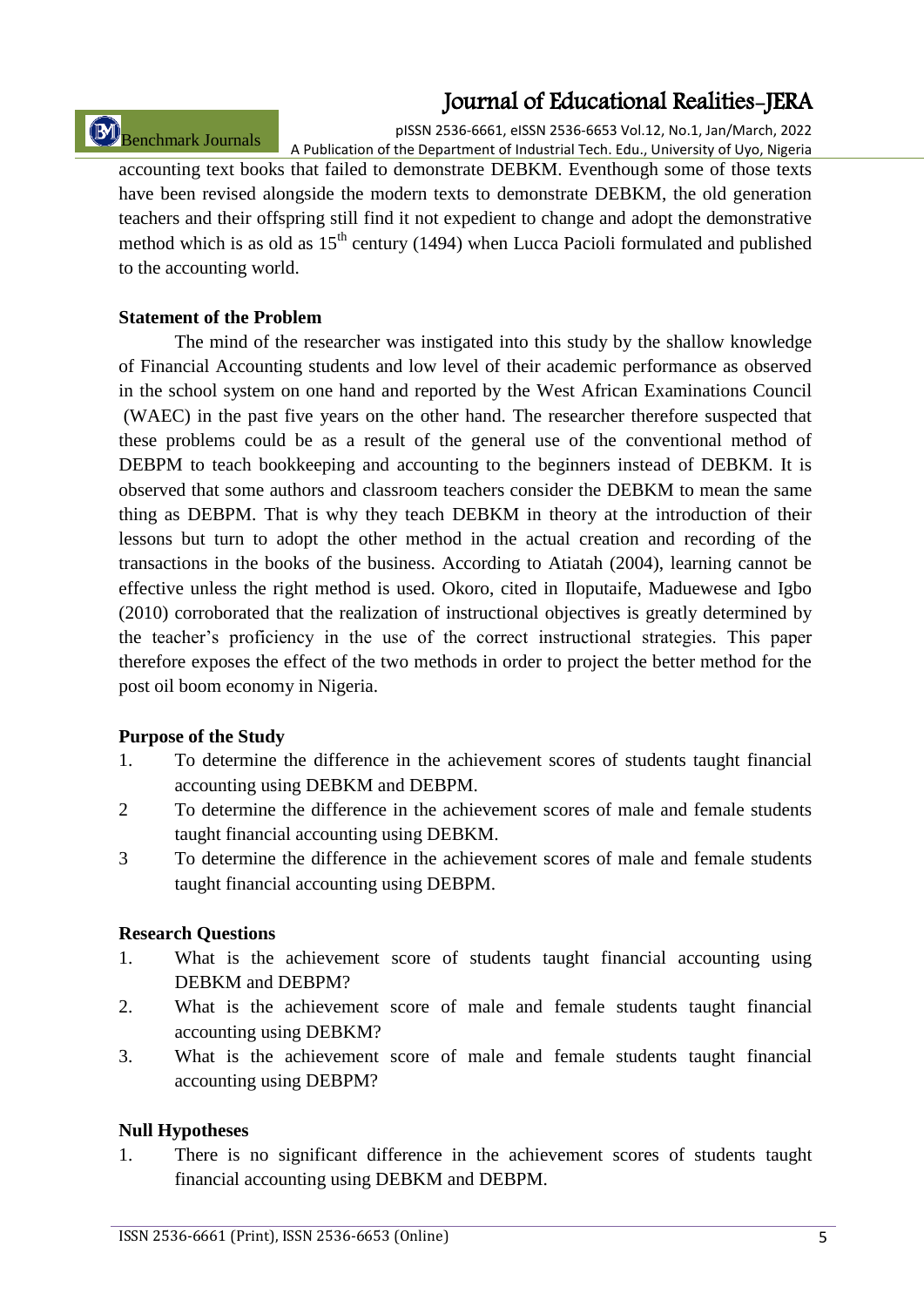accounting text books that failed to demonstrate DEBKM. Eventhough some of those texts have been revised alongside the modern texts to demonstrate DEBKM, the old generation teachers and their offspring still find it not expedient to change and adopt the demonstrative method which is as old as 15th century (1494) when Lucca Pacioli formulated and published to the accounting world.

**Statement of the Problem**

The mind of the researcher was instigated into this study by the shallow knowledge of Financial Accounting students and low level of their academic performance as observed in the school system on one hand and reported by the West African Examinations Council (WAEC) in the past five years on the other hand. The researcher therefore suspected that these problems could be as a result of the general use of the conventional method of DEBPM to teach bookkeeping and accounting to the beginners instead of DEBKM. It is observed that some authors and classroom teachers consider the DEBKM to mean the same thing as DEBPM. That is why they teach DEBKM in theory at the introduction of their lessons but turn to adopt the other method in the actual creation and recording of the transactions in the books of the business. According to Atiatah (2004), learning cannot be effective unless the right method is used. Okoro, cited in Iloputaife, Maduewese and Igbo (2010) corroborated that the realization of instructional objectives is greatly determined by the teacher's proficiency in the use of the correct instructional strategies. This paper therefore exposes the effect of the two methods in order to project the better method for the post oil boom economy in Nigeria.

**Purpose of the Study**

1. To determine the difference in the achievement scores of students taught financial accounting using DEBKM and DEBPM.
2. To determine the difference in the achievement scores of male and female students taught financial accounting using DEBKM.
3. To determine the difference in the achievement scores of male and female students taught financial accounting using DEBPM.

**Research Questions**

1. What is the achievement score of students taught financial accounting using DEBKM and DEBPM?
2. What is the achievement score of male and female students taught financial accounting using DEBKM?
3. What is the achievement score of male and female students taught financial accounting using DEBPM?

**Null Hypotheses**

1. There is no significant difference in the achievement scores of students taught financial accounting using DEBKM and DEBPM.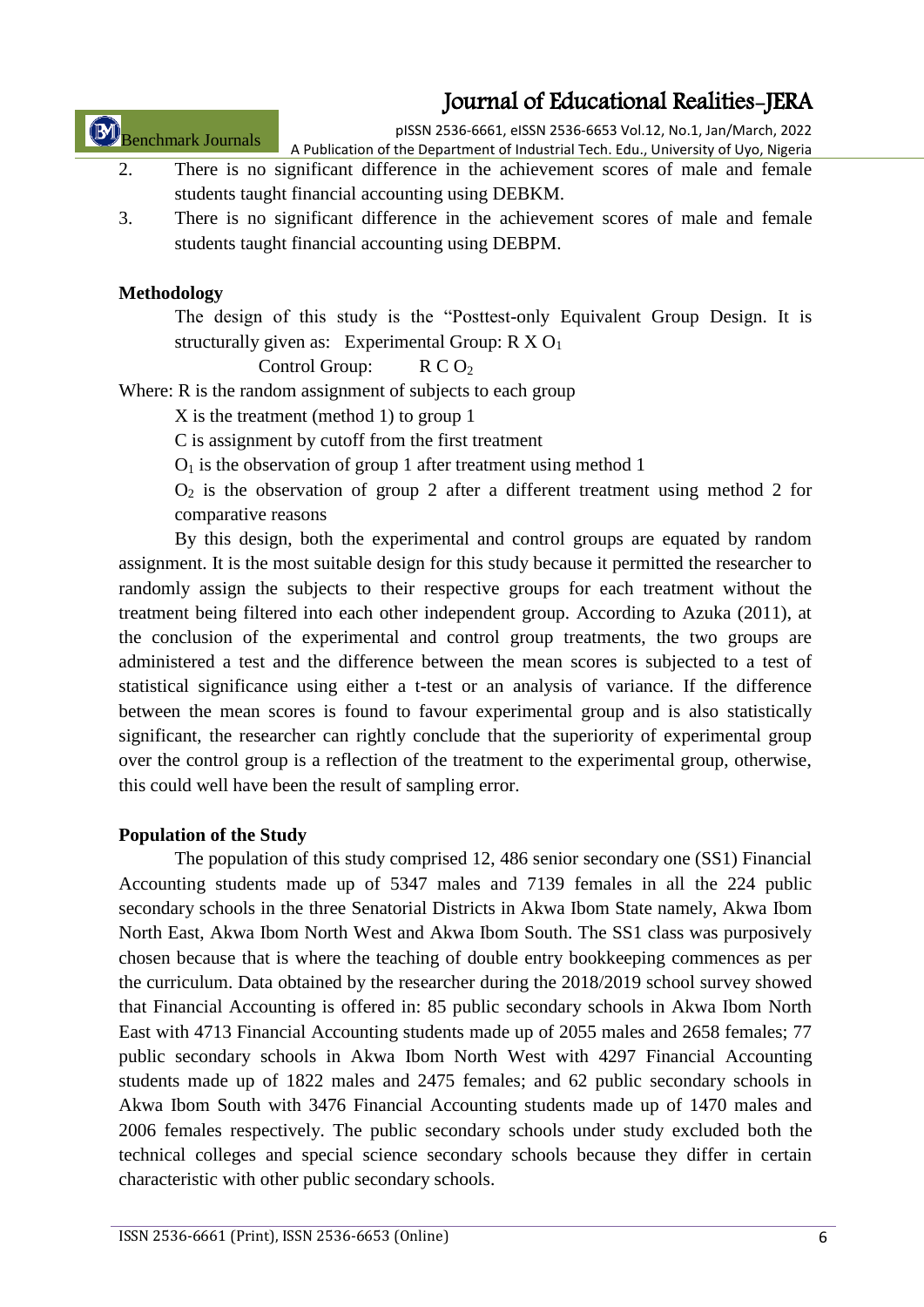2. There is no significant difference in the achievement scores of male and female students taught financial accounting using DEBKM.
3. There is no significant difference in the achievement scores of male and female students taught financial accounting using DEBPM.

## Methodology

The design of this study is the "Posttest-only Equivalent Group Design. It is structurally given as: Experimental Group: R X $O_1$

Control Group: R C $O_2$

Where: R is the random assignment of subjects to each group

X is the treatment (method 1) to group 1

C is assignment by cutoff from the first treatment

$O_1$ is the observation of group 1 after treatment using method 1

$O_2$ is the observation of group 2 after a different treatment using method 2 for comparative reasons

By this design, both the experimental and control groups are equated by random assignment. It is the most suitable design for this study because it permitted the researcher to randomly assign the subjects to their respective groups for each treatment without the treatment being filtered into each other independent group. According to Azuka (2011), at the conclusion of the experimental and control group treatments, the two groups are administered a test and the difference between the mean scores is subjected to a test of statistical significance using either a t-test or an analysis of variance. If the difference between the mean scores is found to favour experimental group and is also statistically significant, the researcher can rightly conclude that the superiority of experimental group over the control group is a reflection of the treatment to the experimental group, otherwise, this could well have been the result of sampling error.

## Population of the Study

The population of this study comprised 12, 486 senior secondary one (SS1) Financial Accounting students made up of 5347 males and 7139 females in all the 224 public secondary schools in the three Senatorial Districts in Akwa Ibom State namely, Akwa Ibom North East, Akwa Ibom North West and Akwa Ibom South. The SS1 class was purposively chosen because that is where the teaching of double entry bookkeeping commences as per the curriculum. Data obtained by the researcher during the 2018/2019 school survey showed that Financial Accounting is offered in: 85 public secondary schools in Akwa Ibom North East with 4713 Financial Accounting students made up of 2055 males and 2658 females; 77 public secondary schools in Akwa Ibom North West with 4297 Financial Accounting students made up of 1822 males and 2475 females; and 62 public secondary schools in Akwa Ibom South with 3476 Financial Accounting students made up of 1470 males and 2006 females respectively. The public secondary schools under study excluded both the technical colleges and special science secondary schools because they differ in certain characteristic with other public secondary schools.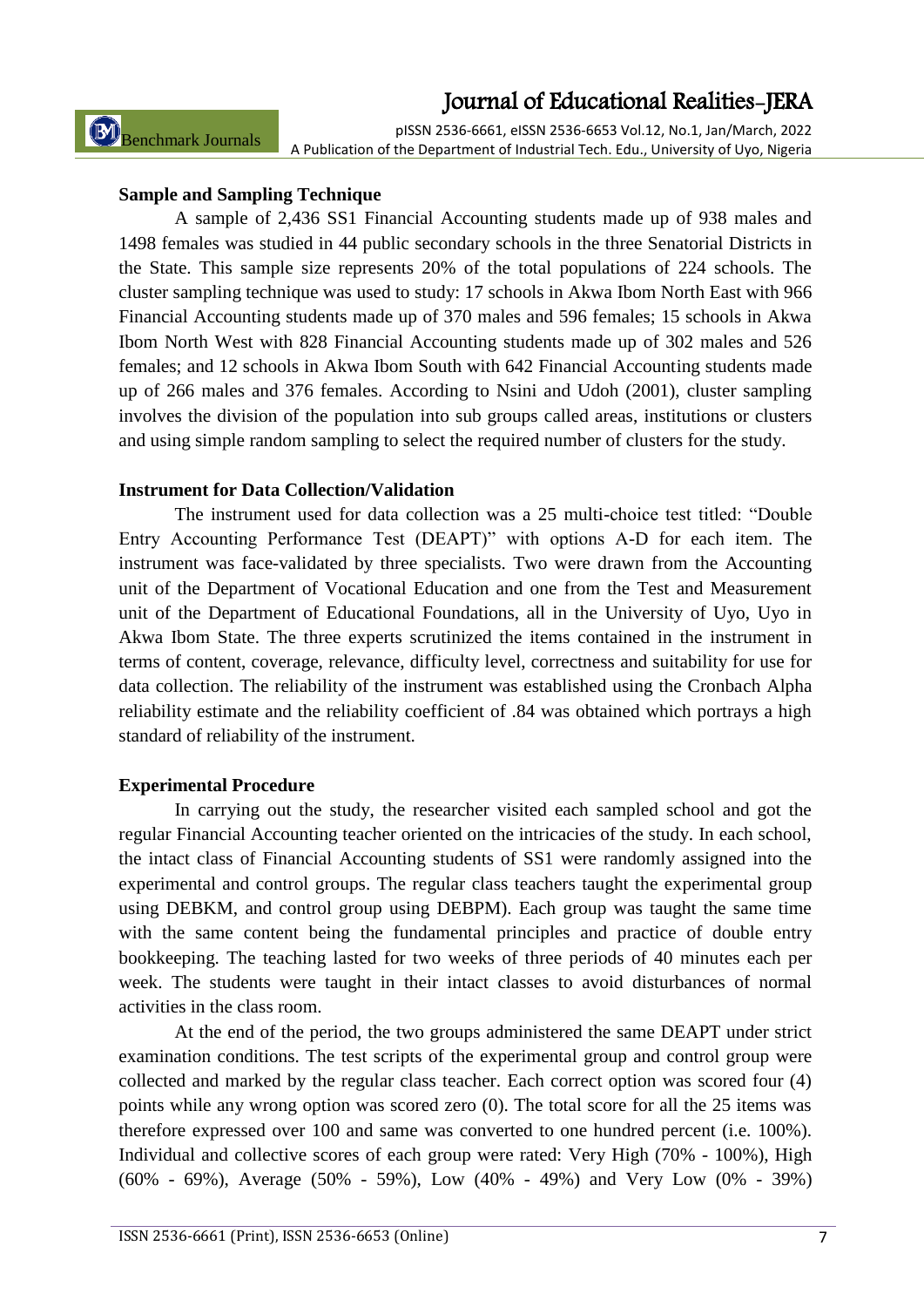### Sample and Sampling Technique

A sample of 2,436 SS1 Financial Accounting students made up of 938 males and 1498 females was studied in 44 public secondary schools in the three Senatorial Districts in the State. This sample size represents 20% of the total populations of 224 schools. The cluster sampling technique was used to study: 17 schools in Akwa Ibom North East with 966 Financial Accounting students made up of 370 males and 596 females; 15 schools in Akwa Ibom North West with 828 Financial Accounting students made up of 302 males and 526 females; and 12 schools in Akwa Ibom South with 642 Financial Accounting students made up of 266 males and 376 females. According to Nsini and Udoh (2001), cluster sampling involves the division of the population into sub groups called areas, institutions or clusters and using simple random sampling to select the required number of clusters for the study.

### Instrument for Data Collection/Validation

The instrument used for data collection was a 25 multi-choice test titled: "Double Entry Accounting Performance Test (DEAPT)" with options A-D for each item. The instrument was face-validated by three specialists. Two were drawn from the Accounting unit of the Department of Vocational Education and one from the Test and Measurement unit of the Department of Educational Foundations, all in the University of Uyo, Uyo in Akwa Ibom State. The three experts scrutinized the items contained in the instrument in terms of content, coverage, relevance, difficulty level, correctness and suitability for use for data collection. The reliability of the instrument was established using the Cronbach Alpha reliability estimate and the reliability coefficient of .84 was obtained which portrays a high standard of reliability of the instrument.

### Experimental Procedure

In carrying out the study, the researcher visited each sampled school and got the regular Financial Accounting teacher oriented on the intricacies of the study. In each school, the intact class of Financial Accounting students of SS1 were randomly assigned into the experimental and control groups. The regular class teachers taught the experimental group using DEBKM, and control group using DEBPM). Each group was taught the same time with the same content being the fundamental principles and practice of double entry bookkeeping. The teaching lasted for two weeks of three periods of 40 minutes each per week. The students were taught in their intact classes to avoid disturbances of normal activities in the class room.

At the end of the period, the two groups administered the same DEAPT under strict examination conditions. The test scripts of the experimental group and control group were collected and marked by the regular class teacher. Each correct option was scored four (4) points while any wrong option was scored zero (0). The total score for all the 25 items was therefore expressed over 100 and same was converted to one hundred percent (i.e. 100%). Individual and collective scores of each group were rated: Very High (70% - 100%), High (60% - 69%), Average (50% - 59%), Low (40% - 49%) and Very Low (0% - 39%)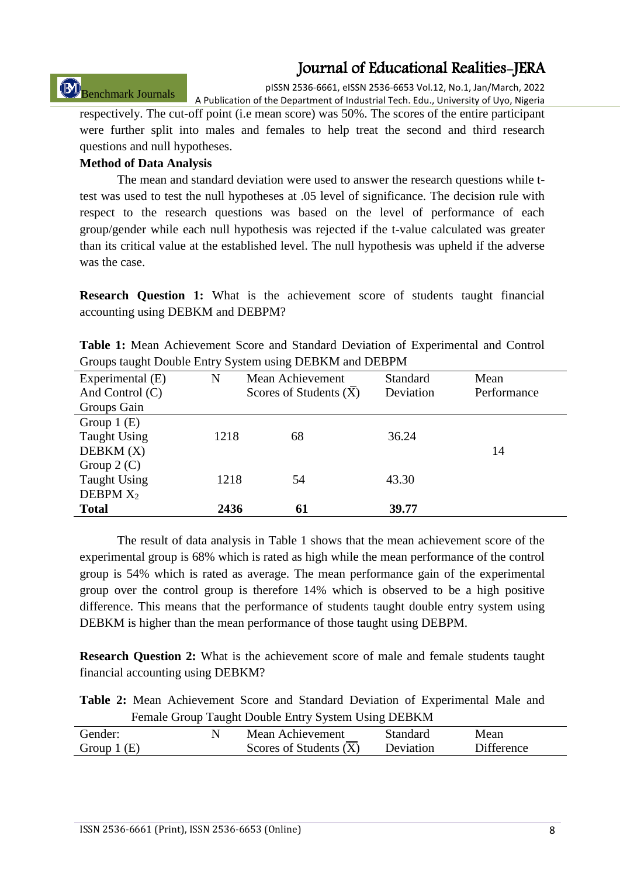respectively. The cut-off point (i.e mean score) was 50%. The scores of the entire participant were further split into males and females to help treat the second and third research questions and null hypotheses.

**Method of Data Analysis**

The mean and standard deviation were used to answer the research questions while t-test was used to test the null hypotheses at .05 level of significance. The decision rule with respect to the research questions was based on the level of performance of each group/gender while each null hypothesis was rejected if the t-value calculated was greater than its critical value at the established level. The null hypothesis was upheld if the adverse was the case.

**Research Question 1:** What is the achievement score of students taught financial accounting using DEBKM and DEBPM?

**Table 1:** Mean Achievement Score and Standard Deviation of Experimental and Control Groups taught Double Entry System using DEBKM and DEBPM

| Experimental (E) And Control (C) Groups Gain | N | Mean Achievement Scores of Students ($\overline{X}$) | Standard Deviation | Mean Performance |
|---|---|---|---|---|
| Group 1 (E) Taught Using DEBKM (X) | 1218 | 68 | 36.24 | 14 |
| Group 2 (C) Taught Using DEBPM $X_2$ | 1218 | 54 | 43.30 | |
| **Total** | **2436** | **61** | **39.77** | |

The result of data analysis in Table 1 shows that the mean achievement score of the experimental group is 68% which is rated as high while the mean performance of the control group is 54% which is rated as average. The mean performance gain of the experimental group over the control group is therefore 14% which is observed to be a high positive difference. This means that the performance of students taught double entry system using DEBKM is higher than the mean performance of those taught using DEBPM.

**Research Question 2:** What is the achievement score of male and female students taught financial accounting using DEBKM?

**Table 2:** Mean Achievement Score and Standard Deviation of Experimental Male and Female Group Taught Double Entry System Using DEBKM

| Gender: Group 1 (E) | N | Mean Achievement Scores of Students ($\overline{X}$) | Standard Deviation | Mean Difference |
|---|---|---|---|---|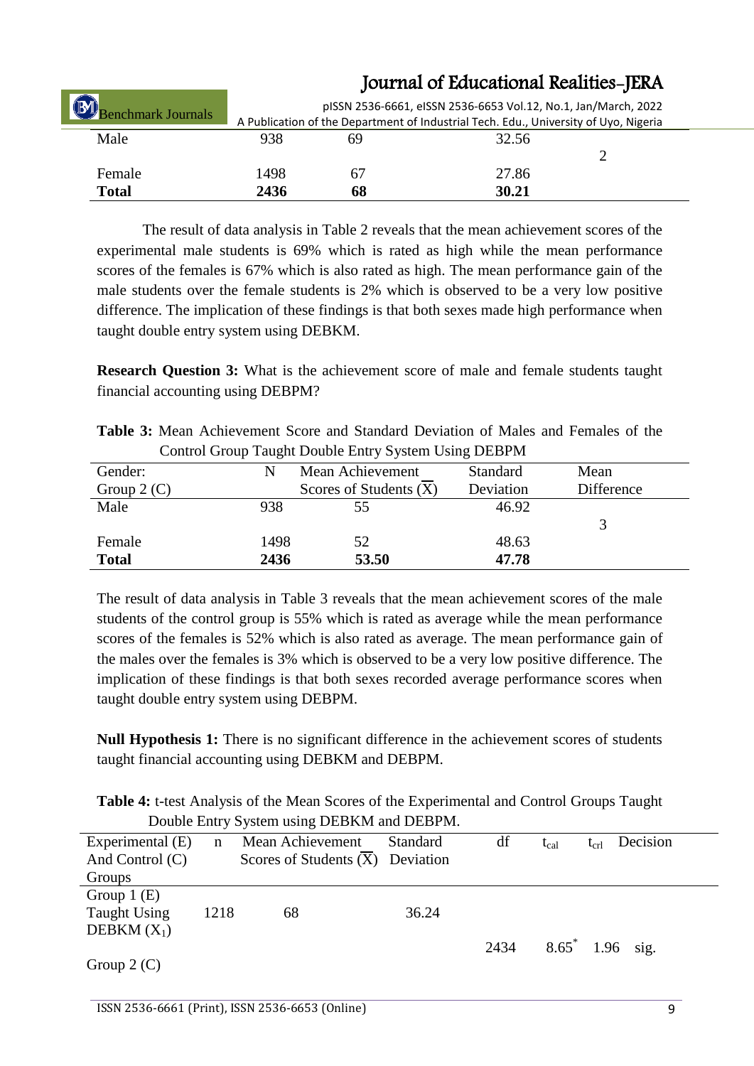| | | | | |
|---|---|---|---|---|
| Male | 938 | 69 | 32.56 | |
| | | | | 2 |
| Female | 1498 | 67 | 27.86 | |
| **Total** | **2436** | **68** | **30.21** | |

The result of data analysis in Table 2 reveals that the mean achievement scores of the experimental male students is 69% which is rated as high while the mean performance scores of the females is 67% which is also rated as high. The mean performance gain of the male students over the female students is 2% which is observed to be a very low positive difference. The implication of these findings is that both sexes made high performance when taught double entry system using DEBKM.

**Research Question 3:** What is the achievement score of male and female students taught financial accounting using DEBPM?

**Table 3:** Mean Achievement Score and Standard Deviation of Males and Females of the Control Group Taught Double Entry System Using DEBPM

| Gender: Group 2 (C) | N | Mean Achievement Scores of Students ($\overline{X}$) | Standard Deviation | Mean Difference |
|---|---|---|---|---|
| Male | 938 | 55 | 46.92 | |
| | | | | 3 |
| Female | 1498 | 52 | 48.63 | |
| **Total** | **2436** | **53.50** | **47.78** | |

The result of data analysis in Table 3 reveals that the mean achievement scores of the male students of the control group is 55% which is rated as average while the mean performance scores of the females is 52% which is also rated as average. The mean performance gain of the males over the females is 3% which is observed to be a very low positive difference. The implication of these findings is that both sexes recorded average performance scores when taught double entry system using DEBPM.

**Null Hypothesis 1:** There is no significant difference in the achievement scores of students taught financial accounting using DEBKM and DEBPM.

**Table 4:** t-test Analysis of the Mean Scores of the Experimental and Control Groups Taught Double Entry System using DEBKM and DEBPM.

| Experimental (E) And Control (C) Groups | n | Mean Achievement Scores of Students ($\overline{X}$) | Standard Deviation | df | $t_{cal}$ | $t_{crl}$ | Decision |
|---|---|---|---|---|---|---|---|
| Group 1 (E) Taught Using DEBKM ($X_1$) | 1218 | 68 | 36.24 | | | | |
| | | | | 2434 | $8.65^{*}$ | 1.96 | sig. |
| Group 2 (C) | | | | | | | |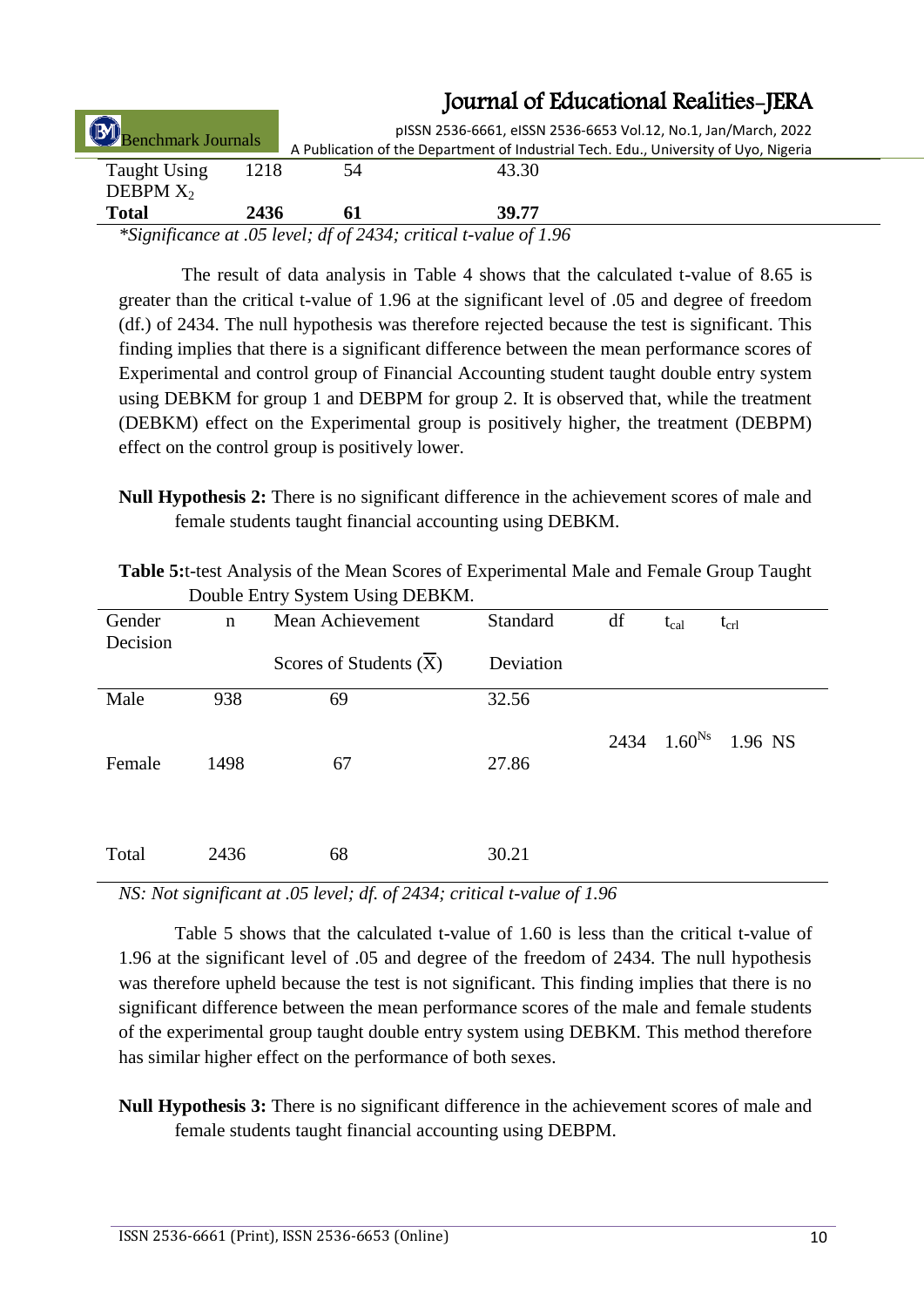| | | | |
|---|---|---|---|
| Taught Using DEBPM $X_2$ | 1218 | 54 | 43.30 |
| **Total** | **2436** | **61** | **39.77** |

*\*Significance at .05 level; df of 2434; critical t-value of 1.96*

The result of data analysis in Table 4 shows that the calculated t-value of 8.65 is greater than the critical t-value of 1.96 at the significant level of .05 and degree of freedom (df.) of 2434. The null hypothesis was therefore rejected because the test is significant. This finding implies that there is a significant difference between the mean performance scores of Experimental and control group of Financial Accounting student taught double entry system using DEBKM for group 1 and DEBPM for group 2. It is observed that, while the treatment (DEBKM) effect on the Experimental group is positively higher, the treatment (DEBPM) effect on the control group is positively lower.

**Null Hypothesis 2:** There is no significant difference in the achievement scores of male and female students taught financial accounting using DEBKM.

**Table 5:** t-test Analysis of the Mean Scores of Experimental Male and Female Group Taught Double Entry System Using DEBKM.

| Gender Decision | n | Mean Achievement Scores of Students ($\overline{X}$) | Standard Deviation | df | $t_{cal}$ | $t_{crl}$ |
|---|---|---|---|---|---|---|
| Male | 938 | 69 | 32.56 | | | |
| Female | 1498 | 67 | 27.86 | 2434 | $1.60^{Ns}$ | 1.96 NS |
| Total | 2436 | 68 | 30.21 | | | |

*NS: Not significant at .05 level; df. of 2434; critical t-value of 1.96*

Table 5 shows that the calculated t-value of 1.60 is less than the critical t-value of 1.96 at the significant level of .05 and degree of the freedom of 2434. The null hypothesis was therefore upheld because the test is not significant. This finding implies that there is no significant difference between the mean performance scores of the male and female students of the experimental group taught double entry system using DEBKM. This method therefore has similar higher effect on the performance of both sexes.

**Null Hypothesis 3:** There is no significant difference in the achievement scores of male and female students taught financial accounting using DEBPM.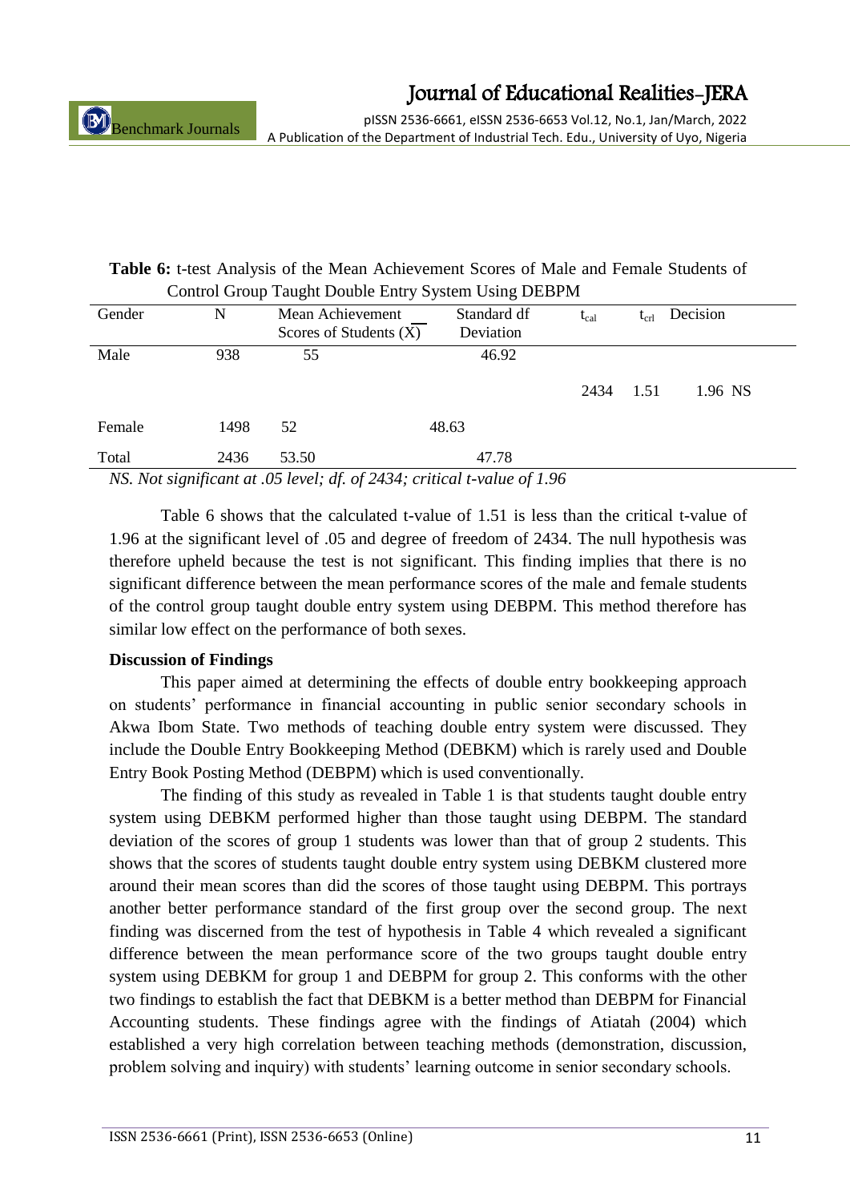**Table 6:** t-test Analysis of the Mean Achievement Scores of Male and Female Students of Control Group Taught Double Entry System Using DEBPM

| Gender | N | Mean Achievement Scores of Students ($\overline{X}$) | Standard Deviation | df | $t_{cal}$ | $t_{crl}$ | Decision |
|---|---|---|---|---|---|---|---|
| Male | 938 | 55 | 46.92 | | | | |
| | | | | 2434 | 1.51 | 1.96 | NS |
| Female | 1498 | 52 | 48.63 | | | | |
| Total | 2436 | 53.50 | 47.78 | | | | |

*NS. Not significant at .05 level; df. of 2434; critical t-value of 1.96*

Table 6 shows that the calculated t-value of 1.51 is less than the critical t-value of 1.96 at the significant level of .05 and degree of freedom of 2434. The null hypothesis was therefore upheld because the test is not significant. This finding implies that there is no significant difference between the mean performance scores of the male and female students of the control group taught double entry system using DEBPM. This method therefore has similar low effect on the performance of both sexes.

**Discussion of Findings**

This paper aimed at determining the effects of double entry bookkeeping approach on students' performance in financial accounting in public senior secondary schools in Akwa Ibom State. Two methods of teaching double entry system were discussed. They include the Double Entry Bookkeeping Method (DEBKM) which is rarely used and Double Entry Book Posting Method (DEBPM) which is used conventionally.

The finding of this study as revealed in Table 1 is that students taught double entry system using DEBKM performed higher than those taught using DEBPM. The standard deviation of the scores of group 1 students was lower than that of group 2 students. This shows that the scores of students taught double entry system using DEBKM clustered more around their mean scores than did the scores of those taught using DEBPM. This portrays another better performance standard of the first group over the second group. The next finding was discerned from the test of hypothesis in Table 4 which revealed a significant difference between the mean performance score of the two groups taught double entry system using DEBKM for group 1 and DEBPM for group 2. This conforms with the other two findings to establish the fact that DEBKM is a better method than DEBPM for Financial Accounting students. These findings agree with the findings of Atiatah (2004) which established a very high correlation between teaching methods (demonstration, discussion, problem solving and inquiry) with students' learning outcome in senior secondary schools.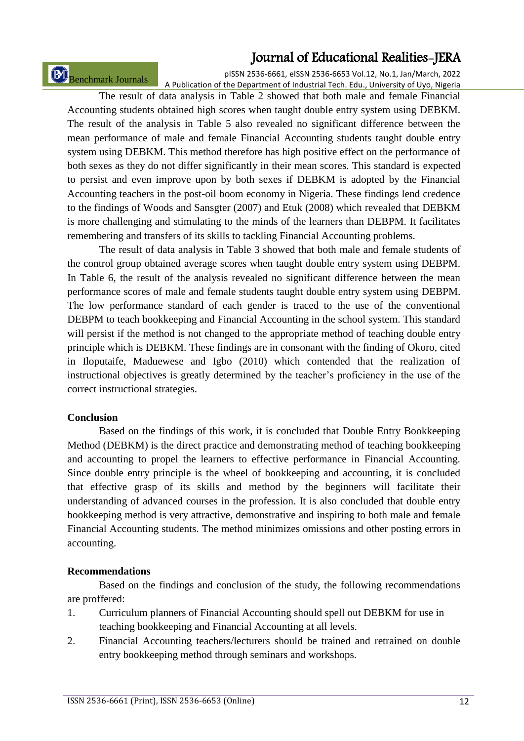The result of data analysis in Table 2 showed that both male and female Financial Accounting students obtained high scores when taught double entry system using DEBKM. The result of the analysis in Table 5 also revealed no significant difference between the mean performance of male and female Financial Accounting students taught double entry system using DEBKM. This method therefore has high positive effect on the performance of both sexes as they do not differ significantly in their mean scores. This standard is expected to persist and even improve upon by both sexes if DEBKM is adopted by the Financial Accounting teachers in the post-oil boom economy in Nigeria. These findings lend credence to the findings of Woods and Sansgter (2007) and Etuk (2008) which revealed that DEBKM is more challenging and stimulating to the minds of the learners than DEBPM. It facilitates remembering and transfers of its skills to tackling Financial Accounting problems.

The result of data analysis in Table 3 showed that both male and female students of the control group obtained average scores when taught double entry system using DEBPM. In Table 6, the result of the analysis revealed no significant difference between the mean performance scores of male and female students taught double entry system using DEBPM. The low performance standard of each gender is traced to the use of the conventional DEBPM to teach bookkeeping and Financial Accounting in the school system. This standard will persist if the method is not changed to the appropriate method of teaching double entry principle which is DEBKM. These findings are in consonant with the finding of Okoro, cited in Iloputaife, Maduewese and Igbo (2010) which contended that the realization of instructional objectives is greatly determined by the teacher's proficiency in the use of the correct instructional strategies.

**Conclusion**

Based on the findings of this work, it is concluded that Double Entry Bookkeeping Method (DEBKM) is the direct practice and demonstrating method of teaching bookkeeping and accounting to propel the learners to effective performance in Financial Accounting. Since double entry principle is the wheel of bookkeeping and accounting, it is concluded that effective grasp of its skills and method by the beginners will facilitate their understanding of advanced courses in the profession. It is also concluded that double entry bookkeeping method is very attractive, demonstrative and inspiring to both male and female Financial Accounting students. The method minimizes omissions and other posting errors in accounting.

**Recommendations**

Based on the findings and conclusion of the study, the following recommendations are proffered:

1. Curriculum planners of Financial Accounting should spell out DEBKM for use in teaching bookkeeping and Financial Accounting at all levels.
2. Financial Accounting teachers/lecturers should be trained and retrained on double entry bookkeeping method through seminars and workshops.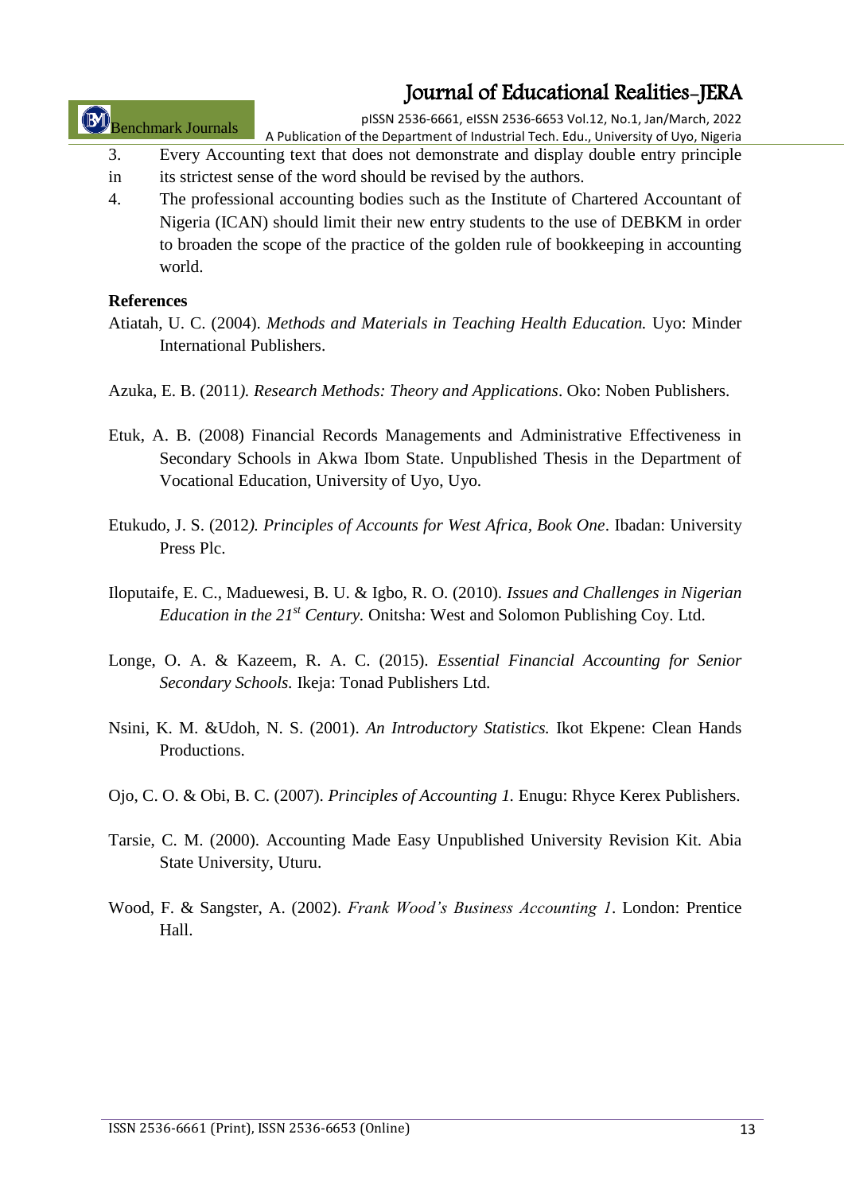3. Every Accounting text that does not demonstrate and display double entry principle in its strictest sense of the word should be revised by the authors.
4. The professional accounting bodies such as the Institute of Chartered Accountant of Nigeria (ICAN) should limit their new entry students to the use of DEBKM in order to broaden the scope of the practice of the golden rule of bookkeeping in accounting world.

**References**

Atiatah, U. C. (2004). *Methods and Materials in Teaching Health Education.* Uyo: Minder International Publishers.

Azuka, E. B. (2011*). Research Methods: Theory and Applications*. Oko: Noben Publishers.

Etuk, A. B. (2008) Financial Records Managements and Administrative Effectiveness in Secondary Schools in Akwa Ibom State. Unpublished Thesis in the Department of Vocational Education, University of Uyo, Uyo.

Etukudo, J. S. (2012*). Principles of Accounts for West Africa, Book One*. Ibadan: University Press Plc.

Iloputaife, E. C., Maduewesi, B. U. & Igbo, R. O. (2010). *Issues and Challenges in Nigerian Education in the 21st Century.* Onitsha: West and Solomon Publishing Coy. Ltd.

Longe, O. A. & Kazeem, R. A. C. (2015). *Essential Financial Accounting for Senior Secondary Schools.* Ikeja: Tonad Publishers Ltd.

Nsini, K. M. &Udoh, N. S. (2001). *An Introductory Statistics.* Ikot Ekpene: Clean Hands Productions.

Ojo, C. O. & Obi, B. C. (2007). *Principles of Accounting 1.* Enugu: Rhyce Kerex Publishers.

Tarsie, C. M. (2000). Accounting Made Easy Unpublished University Revision Kit. Abia State University, Uturu.

Wood, F. & Sangster, A. (2002). *Frank Wood's Business Accounting 1*. London: Prentice Hall.